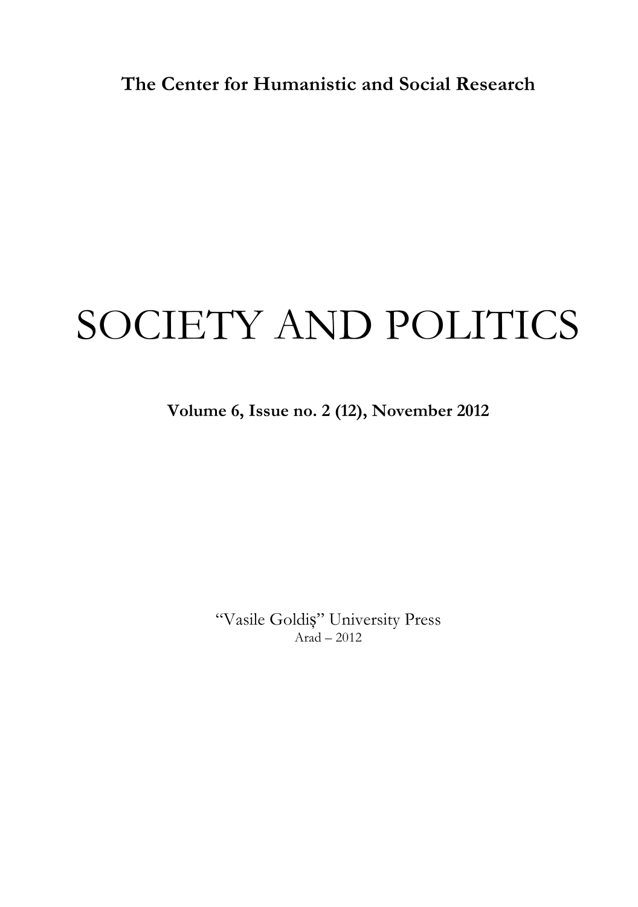**The Center for Humanistic and Social Research**

# SOCIETY AND POLITICS

**Volume 6, Issue no. 2 (12), November 2012**

"Vasile Goldiş" University Press
Arad – 2012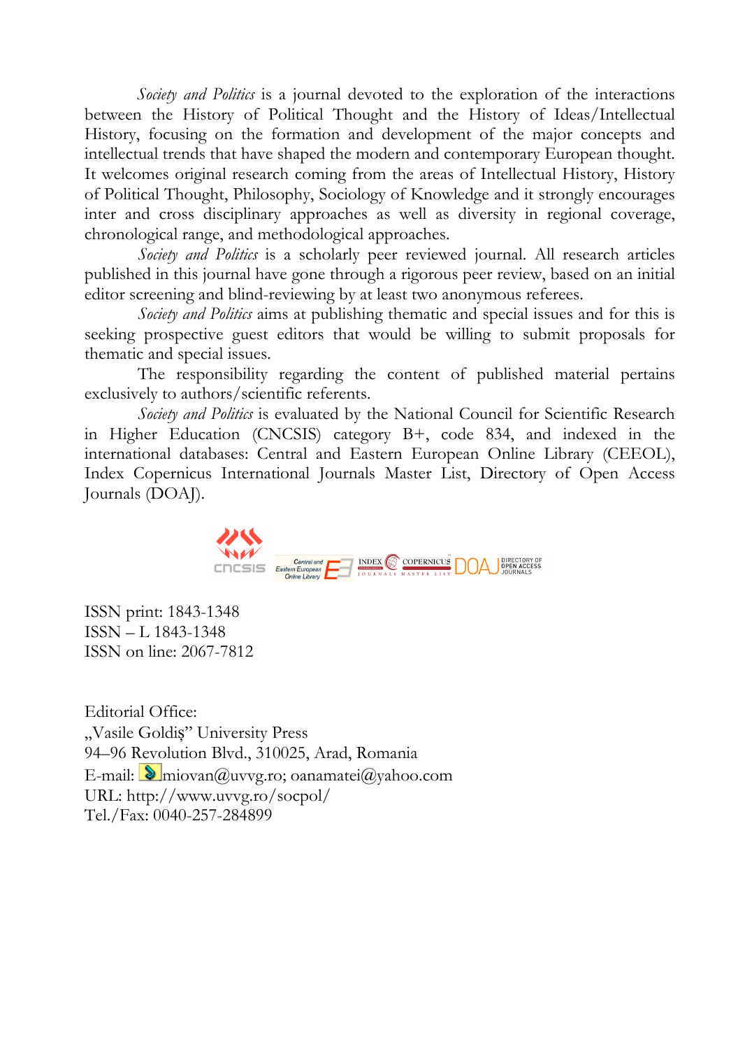*Society and Politics* is a journal devoted to the exploration of the interactions between the History of Political Thought and the History of Ideas/Intellectual History, focusing on the formation and development of the major concepts and intellectual trends that have shaped the modern and contemporary European thought. It welcomes original research coming from the areas of Intellectual History, History of Political Thought, Philosophy, Sociology of Knowledge and it strongly encourages inter and cross disciplinary approaches as well as diversity in regional coverage, chronological range, and methodological approaches.

*Society and Politics* is a scholarly peer reviewed journal. All research articles published in this journal have gone through a rigorous peer review, based on an initial editor screening and blind-reviewing by at least two anonymous referees.

*Society and Politics* aims at publishing thematic and special issues and for this is seeking prospective guest editors that would be willing to submit proposals for thematic and special issues.

The responsibility regarding the content of published material pertains exclusively to authors/scientific referents.

*Society and Politics* is evaluated by the National Council for Scientific Research in Higher Education (CNCSIS) category B+, code 834, and indexed in the international databases: Central and Eastern European Online Library (CEEOL), Index Copernicus International Journals Master List, Directory of Open Access Journals (DOAJ).

ISSN print: 1843-1348
ISSN – L 1843-1348
ISSN on line: 2067-7812

Editorial Office:
„Vasile Goldiş" University Press
94–96 Revolution Blvd., 310025, Arad, Romania
E-mail: miovan@uvvg.ro; oanamatei@yahoo.com
URL: http://www.uvvg.ro/socpol/
Tel./Fax: 0040-257-284899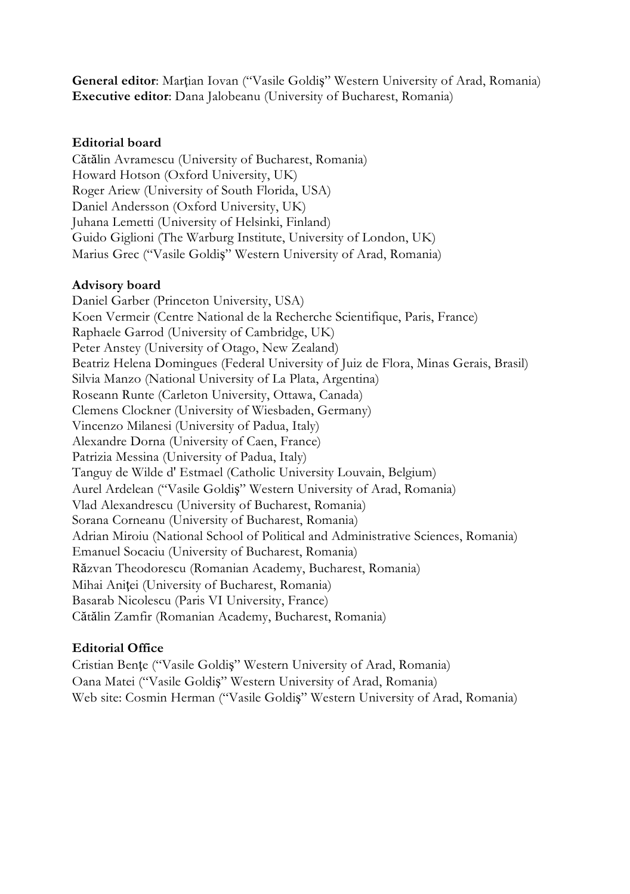**General editor**: Marţian Iovan ("Vasile Goldiş" Western University of Arad, Romania)
**Executive editor**: Dana Jalobeanu (University of Bucharest, Romania)

**Editorial board**

Cătălin Avramescu (University of Bucharest, Romania)
Howard Hotson (Oxford University, UK)
Roger Ariew (University of South Florida, USA)
Daniel Andersson (Oxford University, UK)
Juhana Lemetti (University of Helsinki, Finland)
Guido Giglioni (The Warburg Institute, University of London, UK)
Marius Grec ("Vasile Goldiş" Western University of Arad, Romania)

**Advisory board**

Daniel Garber (Princeton University, USA)
Koen Vermeir (Centre National de la Recherche Scientifique, Paris, France)
Raphaele Garrod (University of Cambridge, UK)
Peter Anstey (University of Otago, New Zealand)
Beatriz Helena Domingues (Federal University of Juiz de Flora, Minas Gerais, Brasil)
Silvia Manzo (National University of La Plata, Argentina)
Roseann Runte (Carleton University, Ottawa, Canada)
Clemens Clockner (University of Wiesbaden, Germany)
Vincenzo Milanesi (University of Padua, Italy)
Alexandre Dorna (University of Caen, France)
Patrizia Messina (University of Padua, Italy)
Tanguy de Wilde d' Estmael (Catholic University Louvain, Belgium)
Aurel Ardelean ("Vasile Goldiş" Western University of Arad, Romania)
Vlad Alexandrescu (University of Bucharest, Romania)
Sorana Corneanu (University of Bucharest, Romania)
Adrian Miroiu (National School of Political and Administrative Sciences, Romania)
Emanuel Socaciu (University of Bucharest, Romania)
Răzvan Theodorescu (Romanian Academy, Bucharest, Romania)
Mihai Aniţei (University of Bucharest, Romania)
Basarab Nicolescu (Paris VI University, France)
Cătălin Zamfir (Romanian Academy, Bucharest, Romania)

**Editorial Office**

Cristian Benţe ("Vasile Goldiş" Western University of Arad, Romania)
Oana Matei ("Vasile Goldiş" Western University of Arad, Romania)
Web site: Cosmin Herman ("Vasile Goldiş" Western University of Arad, Romania)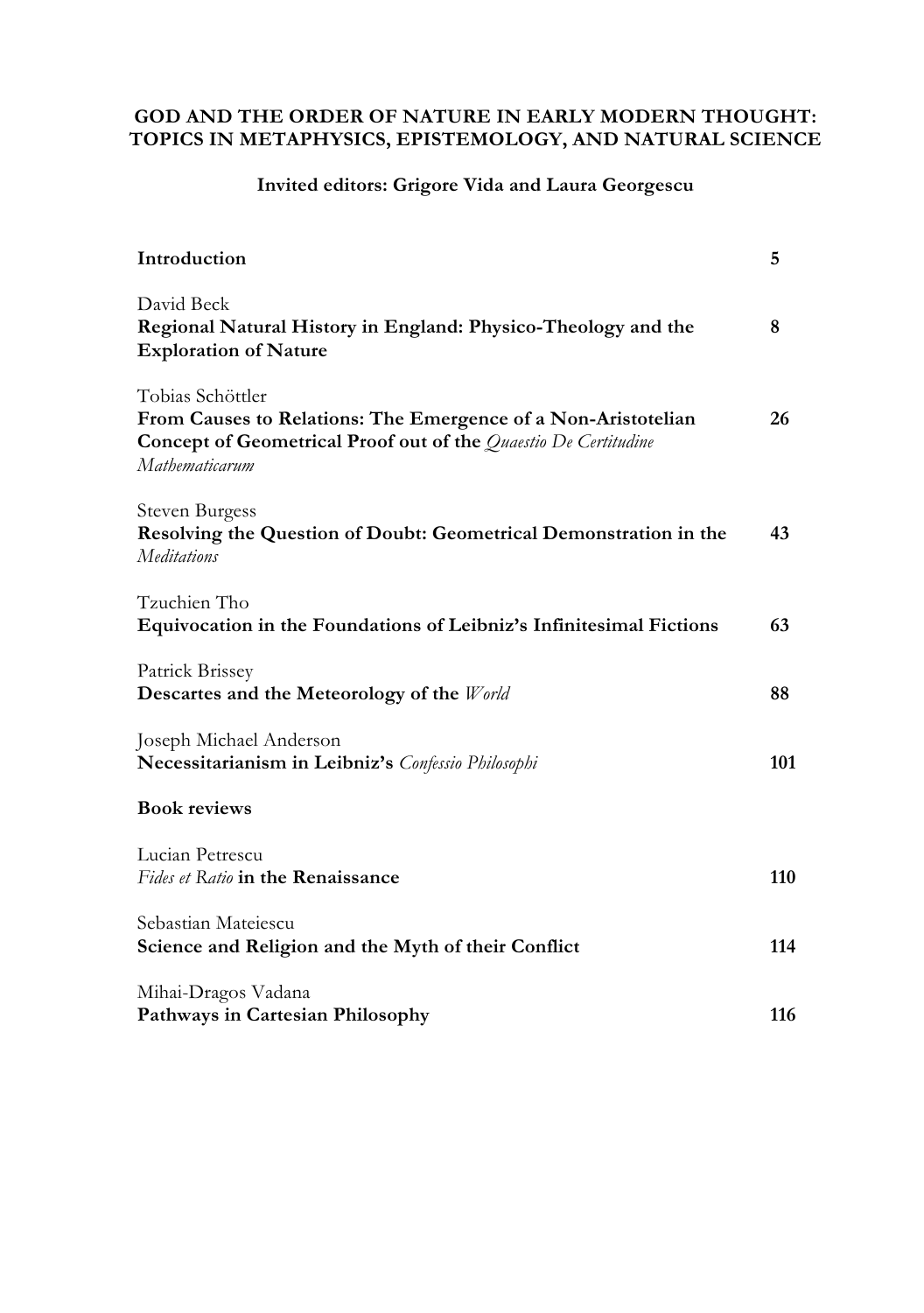## GOD AND THE ORDER OF NATURE IN EARLY MODERN THOUGHT: TOPICS IN METAPHYSICS, EPISTEMOLOGY, AND NATURAL SCIENCE

**Invited editors: Grigore Vida and Laura Georgescu**

| | |
|---|---|
| **Introduction** | 5 |
| David Beck<br>**Regional Natural History in England: Physico-Theology and the Exploration of Nature** | 8 |
| Tobias Schöttler<br>**From Causes to Relations: The Emergence of a Non-Aristotelian Concept of Geometrical Proof out of the** *Quaestio De Certitudine Mathematicarum* | 26 |
| Steven Burgess<br>**Resolving the Question of Doubt: Geometrical Demonstration in the** *Meditations* | 43 |
| Tzuchien Tho<br>**Equivocation in the Foundations of Leibniz's Infinitesimal Fictions** | 63 |
| Patrick Brissey<br>**Descartes and the Meteorology of the** *World* | 88 |
| Joseph Michael Anderson<br>**Necessitarianism in Leibniz's** *Confessio Philosophi* | 101 |
| **Book reviews** | |
| Lucian Petrescu<br>*Fides et Ratio* **in the Renaissance** | 110 |
| Sebastian Mateiescu<br>**Science and Religion and the Myth of their Conflict** | 114 |
| Mihai-Dragos Vadana<br>**Pathways in Cartesian Philosophy** | 116 |